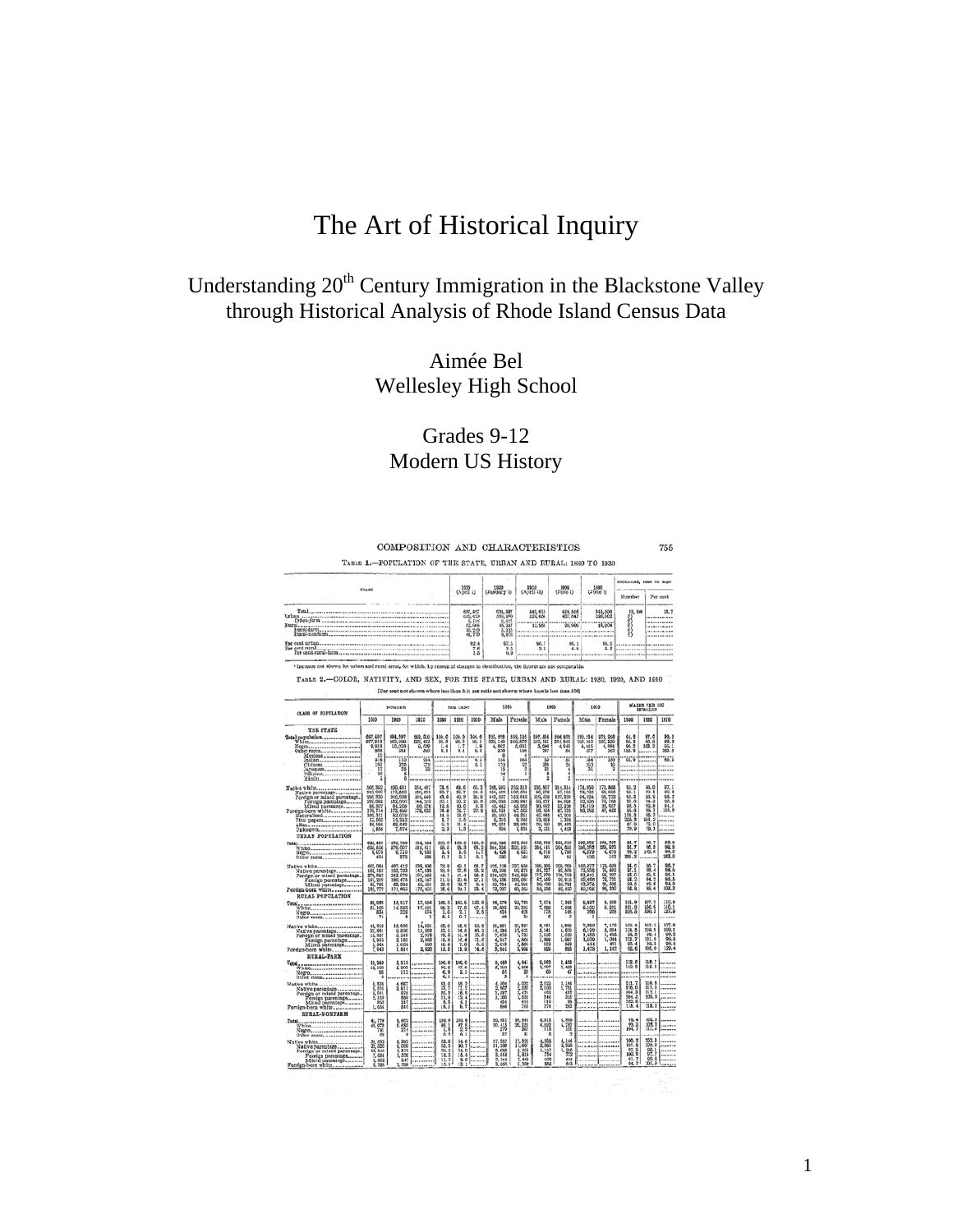# The Art of Historical Inquiry

## Understanding 20th Century Immigration in the Blackstone Valley through Historical Analysis of Rhode Island Census Data

Aimée Bel
Wellesley High School

Grades 9-12
Modern US History

COMPOSITION AND CHARACTERISTICS 755

TABLE 1.—POPULATION OF THE STATE, URBAN AND RURAL: 1890 TO 1930

TABLE 2.—COLOR, NATIVITY, AND SEX, FOR THE STATE, URBAN AND RURAL: 1930, 1920, AND 1910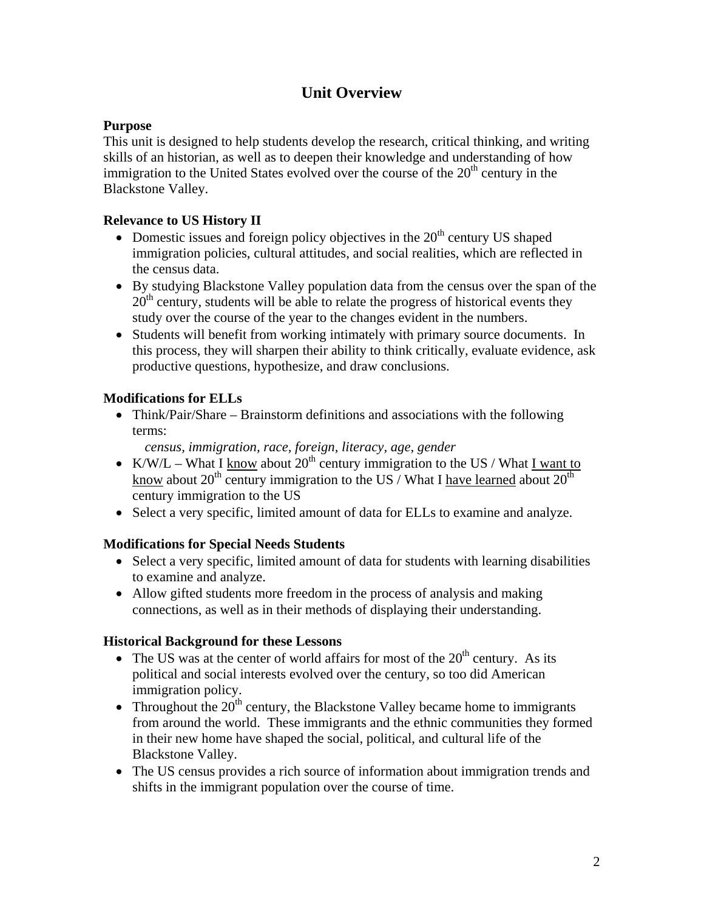# Unit Overview

### Purpose

This unit is designed to help students develop the research, critical thinking, and writing skills of an historian, as well as to deepen their knowledge and understanding of how immigration to the United States evolved over the course of the 20th century in the Blackstone Valley.

### Relevance to US History II

- Domestic issues and foreign policy objectives in the 20th century US shaped immigration policies, cultural attitudes, and social realities, which are reflected in the census data.
- By studying Blackstone Valley population data from the census over the span of the 20th century, students will be able to relate the progress of historical events they study over the course of the year to the changes evident in the numbers.
- Students will benefit from working intimately with primary source documents. In this process, they will sharpen their ability to think critically, evaluate evidence, ask productive questions, hypothesize, and draw conclusions.

### Modifications for ELLs

- Think/Pair/Share – Brainstorm definitions and associations with the following terms:

  *census, immigration, race, foreign, literacy, age, gender*
- K/W/L – What I know about 20th century immigration to the US / What I want to know about 20th century immigration to the US / What I have learned about 20th century immigration to the US
- Select a very specific, limited amount of data for ELLs to examine and analyze.

### Modifications for Special Needs Students

- Select a very specific, limited amount of data for students with learning disabilities to examine and analyze.
- Allow gifted students more freedom in the process of analysis and making connections, as well as in their methods of displaying their understanding.

### Historical Background for these Lessons

- The US was at the center of world affairs for most of the 20th century. As its political and social interests evolved over the century, so too did American immigration policy.
- Throughout the 20th century, the Blackstone Valley became home to immigrants from around the world. These immigrants and the ethnic communities they formed in their new home have shaped the social, political, and cultural life of the Blackstone Valley.
- The US census provides a rich source of information about immigration trends and shifts in the immigrant population over the course of time.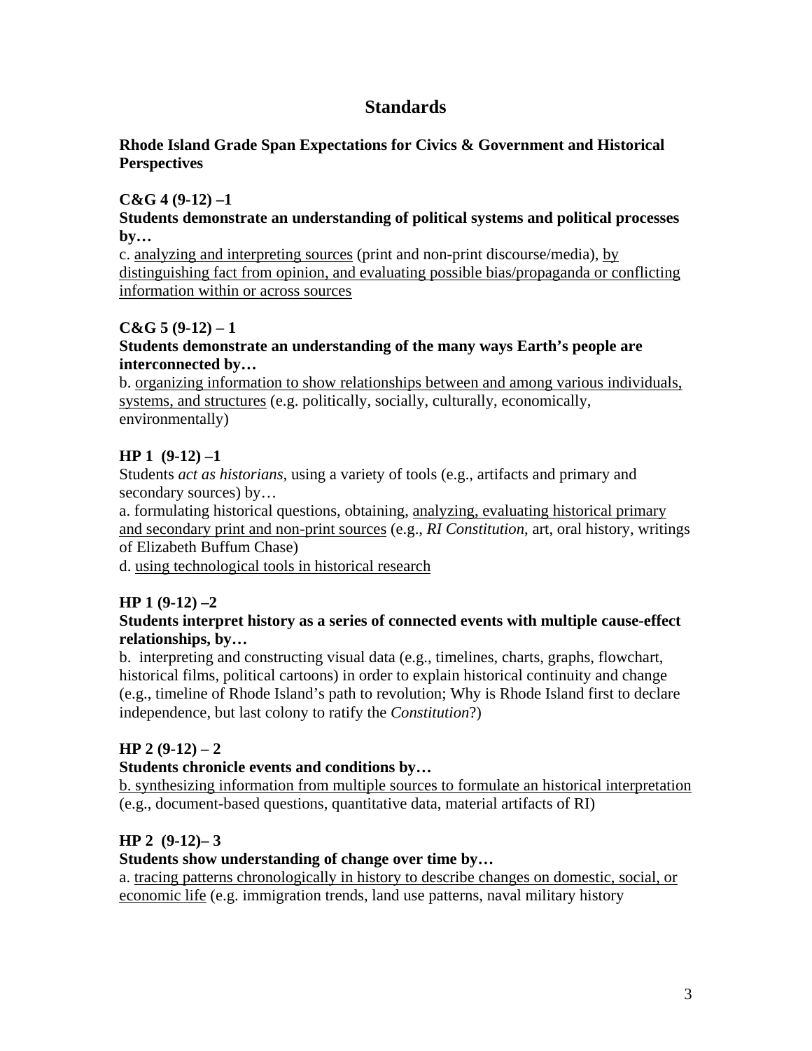# Standards

**Rhode Island Grade Span Expectations for Civics & Government and Historical Perspectives**

**C&G 4 (9-12) –1**

**Students demonstrate an understanding of political systems and political processes by…**

c. <u>analyzing and interpreting sources</u> (print and non-print discourse/media), <u>by distinguishing fact from opinion, and evaluating possible bias/propaganda or conflicting information within or across sources</u>

**C&G 5 (9-12) – 1**

**Students demonstrate an understanding of the many ways Earth's people are interconnected by…**

b. <u>organizing information to show relationships between and among various individuals, systems, and structures</u> (e.g. politically, socially, culturally, economically, environmentally)

**HP 1 (9-12) –1**

Students *act as historians*, using a variety of tools (e.g., artifacts and primary and secondary sources) by…

a. formulating historical questions, obtaining, <u>analyzing, evaluating historical primary and secondary print and non-print sources</u> (e.g., *RI Constitution*, art, oral history, writings of Elizabeth Buffum Chase)

d. <u>using technological tools in historical research</u>

**HP 1 (9-12) –2**

**Students interpret history as a series of connected events with multiple cause-effect relationships, by…**

b. interpreting and constructing visual data (e.g., timelines, charts, graphs, flowchart, historical films, political cartoons) in order to explain historical continuity and change (e.g., timeline of Rhode Island's path to revolution; Why is Rhode Island first to declare independence, but last colony to ratify the *Constitution*?)

**HP 2 (9-12) – 2**

**Students chronicle events and conditions by…**

<u>b. synthesizing information from multiple sources to formulate an historical interpretation</u> (e.g., document-based questions, quantitative data, material artifacts of RI)

**HP 2 (9-12)– 3**

**Students show understanding of change over time by…**

a. <u>tracing patterns chronologically in history to describe changes on domestic, social, or economic life</u> (e.g. immigration trends, land use patterns, naval military history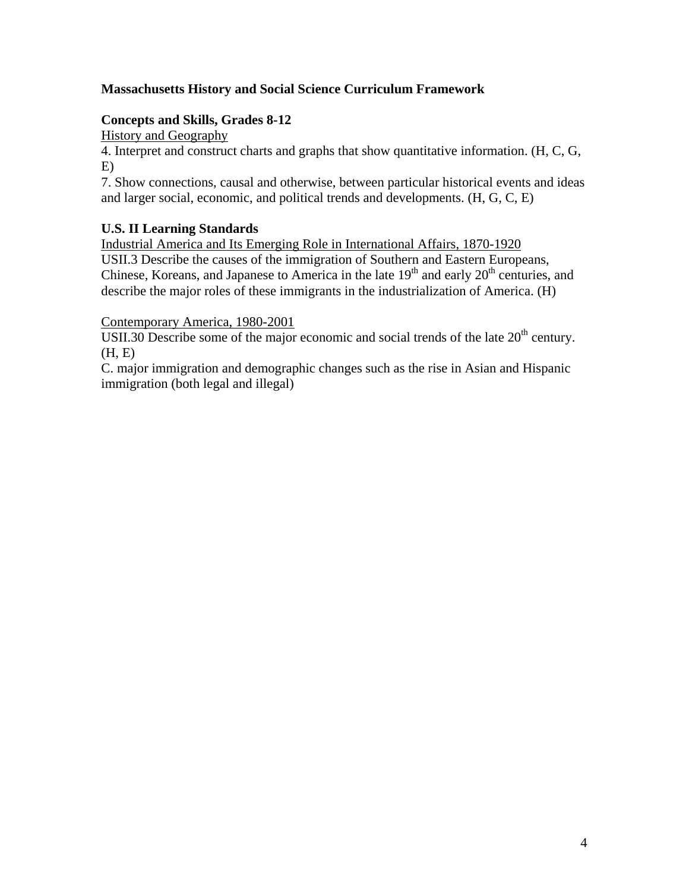**Massachusetts History and Social Science Curriculum Framework**

**Concepts and Skills, Grades 8-12**

History and Geography

4. Interpret and construct charts and graphs that show quantitative information. (H, C, G, E)

7. Show connections, causal and otherwise, between particular historical events and ideas and larger social, economic, and political trends and developments. (H, G, C, E)

**U.S. II Learning Standards**

Industrial America and Its Emerging Role in International Affairs, 1870-1920

USII.3 Describe the causes of the immigration of Southern and Eastern Europeans, Chinese, Koreans, and Japanese to America in the late 19th and early 20th centuries, and describe the major roles of these immigrants in the industrialization of America. (H)

Contemporary America, 1980-2001

USII.30 Describe some of the major economic and social trends of the late 20th century. (H, E)

C. major immigration and demographic changes such as the rise in Asian and Hispanic immigration (both legal and illegal)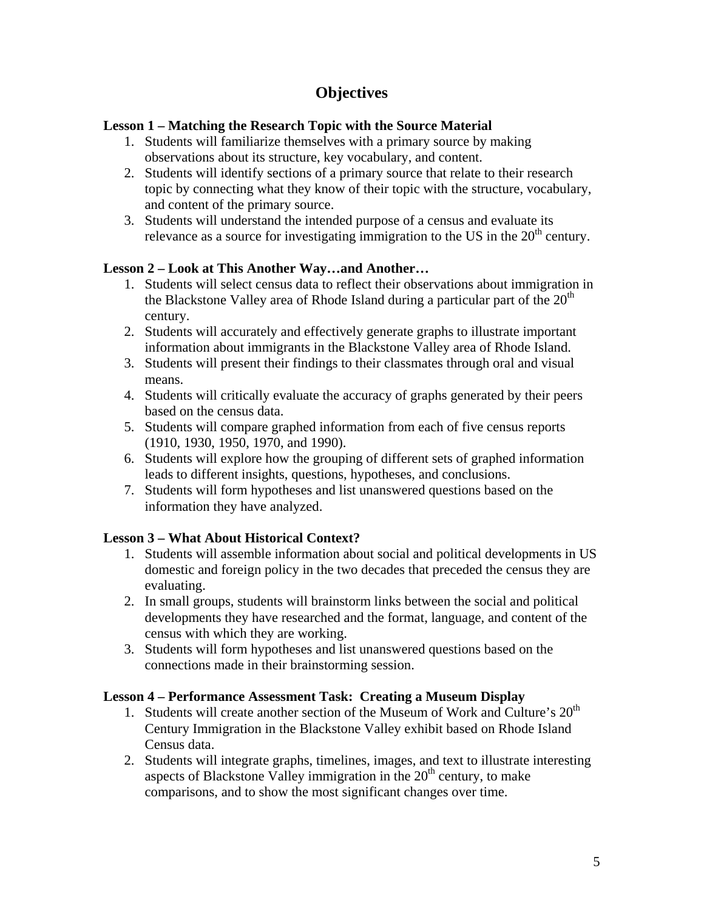# Objectives

### Lesson 1 – Matching the Research Topic with the Source Material

1. Students will familiarize themselves with a primary source by making observations about its structure, key vocabulary, and content.
2. Students will identify sections of a primary source that relate to their research topic by connecting what they know of their topic with the structure, vocabulary, and content of the primary source.
3. Students will understand the intended purpose of a census and evaluate its relevance as a source for investigating immigration to the US in the 20th century.

### Lesson 2 – Look at This Another Way…and Another…

1. Students will select census data to reflect their observations about immigration in the Blackstone Valley area of Rhode Island during a particular part of the 20th century.
2. Students will accurately and effectively generate graphs to illustrate important information about immigrants in the Blackstone Valley area of Rhode Island.
3. Students will present their findings to their classmates through oral and visual means.
4. Students will critically evaluate the accuracy of graphs generated by their peers based on the census data.
5. Students will compare graphed information from each of five census reports (1910, 1930, 1950, 1970, and 1990).
6. Students will explore how the grouping of different sets of graphed information leads to different insights, questions, hypotheses, and conclusions.
7. Students will form hypotheses and list unanswered questions based on the information they have analyzed.

### Lesson 3 – What About Historical Context?

1. Students will assemble information about social and political developments in US domestic and foreign policy in the two decades that preceded the census they are evaluating.
2. In small groups, students will brainstorm links between the social and political developments they have researched and the format, language, and content of the census with which they are working.
3. Students will form hypotheses and list unanswered questions based on the connections made in their brainstorming session.

### Lesson 4 – Performance Assessment Task: Creating a Museum Display

1. Students will create another section of the Museum of Work and Culture's 20th Century Immigration in the Blackstone Valley exhibit based on Rhode Island Census data.
2. Students will integrate graphs, timelines, images, and text to illustrate interesting aspects of Blackstone Valley immigration in the 20th century, to make comparisons, and to show the most significant changes over time.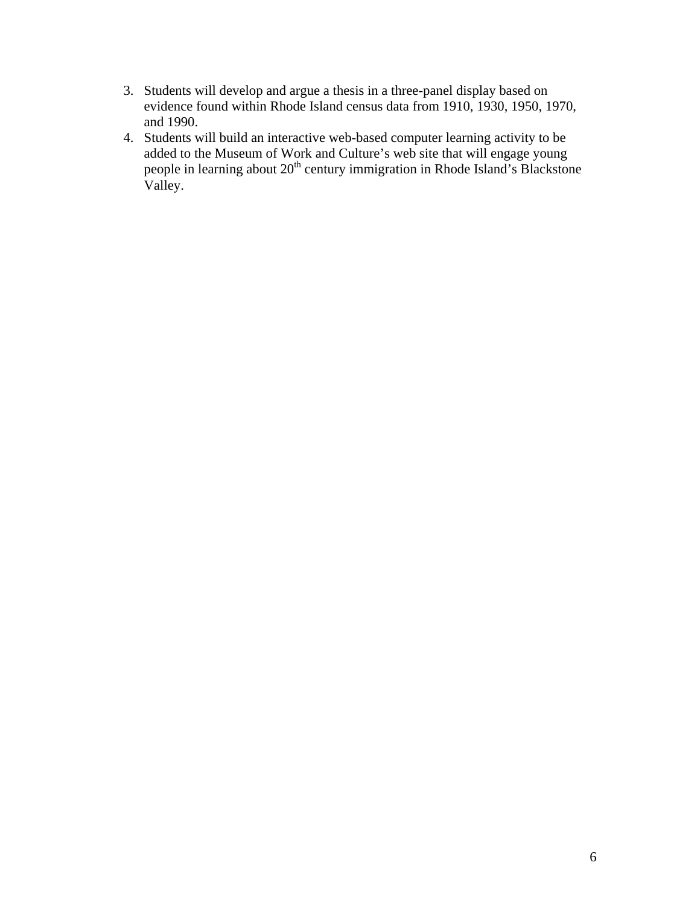3. Students will develop and argue a thesis in a three-panel display based on evidence found within Rhode Island census data from 1910, 1930, 1950, 1970, and 1990.
4. Students will build an interactive web-based computer learning activity to be added to the Museum of Work and Culture's web site that will engage young people in learning about 20th century immigration in Rhode Island's Blackstone Valley.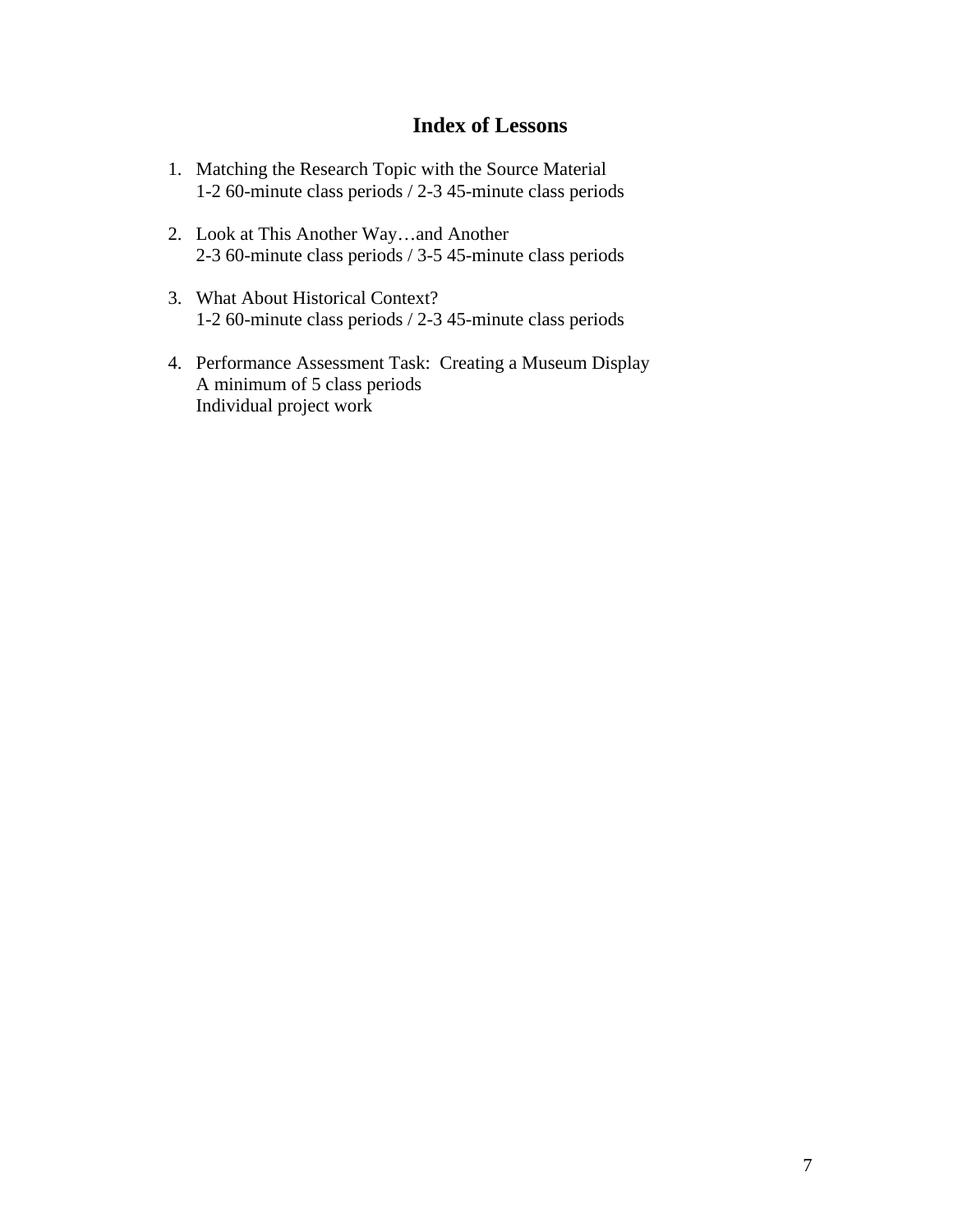# Index of Lessons

1. Matching the Research Topic with the Source Material
   1-2 60-minute class periods / 2-3 45-minute class periods

2. Look at This Another Way…and Another
   2-3 60-minute class periods / 3-5 45-minute class periods

3. What About Historical Context?
   1-2 60-minute class periods / 2-3 45-minute class periods

4. Performance Assessment Task: Creating a Museum Display
   A minimum of 5 class periods
   Individual project work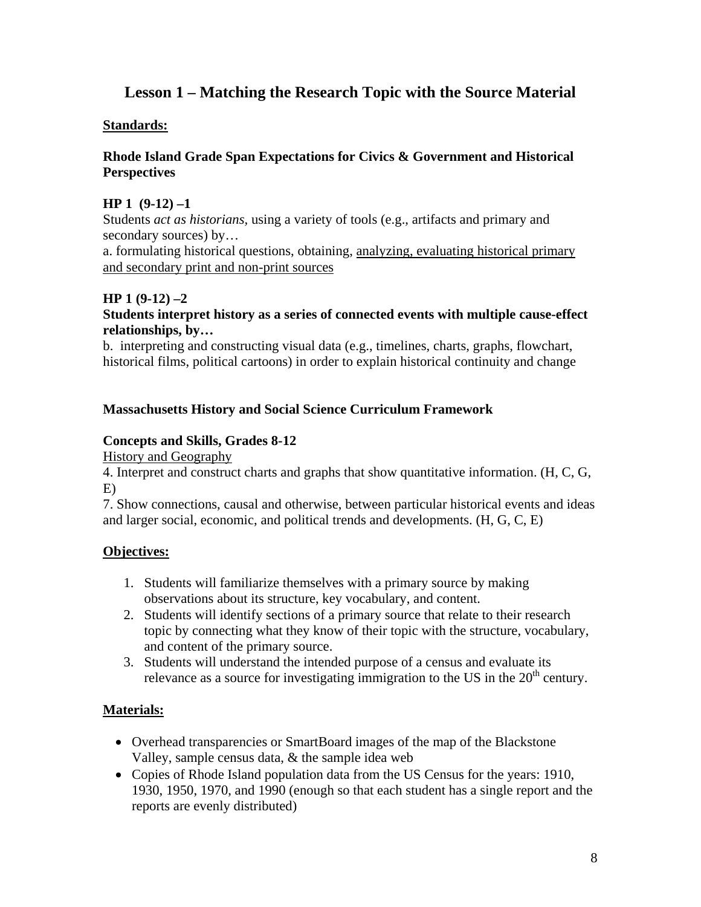# Lesson 1 – Matching the Research Topic with the Source Material

**Standards:**

**Rhode Island Grade Span Expectations for Civics & Government and Historical Perspectives**

**HP 1 (9-12) –1**

Students *act as historians*, using a variety of tools (e.g., artifacts and primary and secondary sources) by…

a. formulating historical questions, obtaining, analyzing, evaluating historical primary and secondary print and non-print sources

**HP 1 (9-12) –2**

**Students interpret history as a series of connected events with multiple cause-effect relationships, by…**

b. interpreting and constructing visual data (e.g., timelines, charts, graphs, flowchart, historical films, political cartoons) in order to explain historical continuity and change

**Massachusetts History and Social Science Curriculum Framework**

**Concepts and Skills, Grades 8-12**

History and Geography

4. Interpret and construct charts and graphs that show quantitative information. (H, C, G, E)

7. Show connections, causal and otherwise, between particular historical events and ideas and larger social, economic, and political trends and developments. (H, G, C, E)

**Objectives:**

1. Students will familiarize themselves with a primary source by making observations about its structure, key vocabulary, and content.
2. Students will identify sections of a primary source that relate to their research topic by connecting what they know of their topic with the structure, vocabulary, and content of the primary source.
3. Students will understand the intended purpose of a census and evaluate its relevance as a source for investigating immigration to the US in the 20th century.

**Materials:**

- Overhead transparencies or SmartBoard images of the map of the Blackstone Valley, sample census data, & the sample idea web
- Copies of Rhode Island population data from the US Census for the years: 1910, 1930, 1950, 1970, and 1990 (enough so that each student has a single report and the reports are evenly distributed)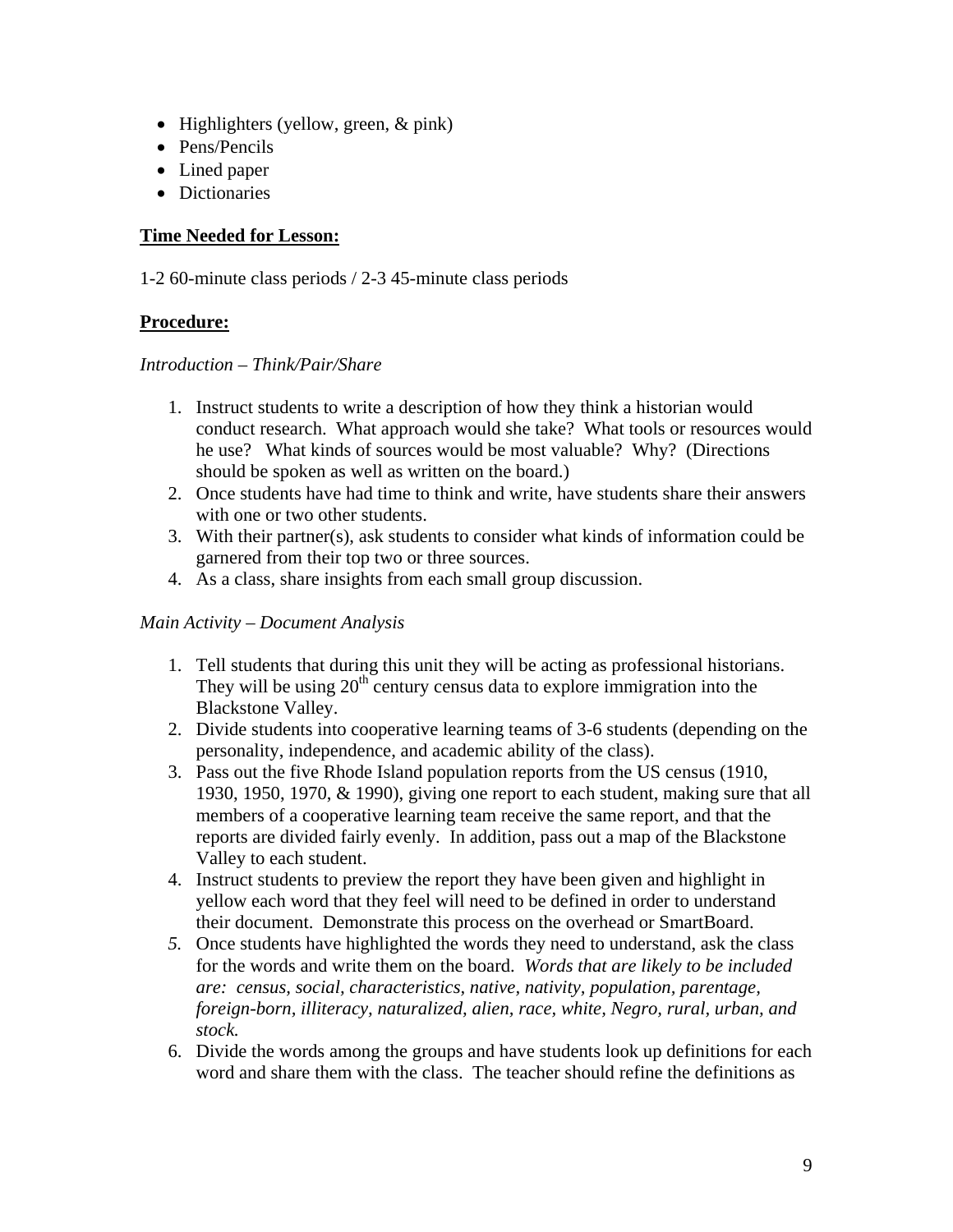- Highlighters (yellow, green, & pink)
- Pens/Pencils
- Lined paper
- Dictionaries

**<u>Time Needed for Lesson:</u>**

1-2 60-minute class periods / 2-3 45-minute class periods

**<u>Procedure:</u>**

*Introduction – Think/Pair/Share*

1. Instruct students to write a description of how they think a historian would conduct research. What approach would she take? What tools or resources would he use? What kinds of sources would be most valuable? Why? (Directions should be spoken as well as written on the board.)
2. Once students have had time to think and write, have students share their answers with one or two other students.
3. With their partner(s), ask students to consider what kinds of information could be garnered from their top two or three sources.
4. As a class, share insights from each small group discussion.

*Main Activity – Document Analysis*

1. Tell students that during this unit they will be acting as professional historians. They will be using 20th century census data to explore immigration into the Blackstone Valley.
2. Divide students into cooperative learning teams of 3-6 students (depending on the personality, independence, and academic ability of the class).
3. Pass out the five Rhode Island population reports from the US census (1910, 1930, 1950, 1970, & 1990), giving one report to each student, making sure that all members of a cooperative learning team receive the same report, and that the reports are divided fairly evenly. In addition, pass out a map of the Blackstone Valley to each student.
4. Instruct students to preview the report they have been given and highlight in yellow each word that they feel will need to be defined in order to understand their document. Demonstrate this process on the overhead or SmartBoard.
5. Once students have highlighted the words they need to understand, ask the class for the words and write them on the board. *Words that are likely to be included are: census, social, characteristics, native, nativity, population, parentage, foreign-born, illiteracy, naturalized, alien, race, white, Negro, rural, urban, and stock.*
6. Divide the words among the groups and have students look up definitions for each word and share them with the class. The teacher should refine the definitions as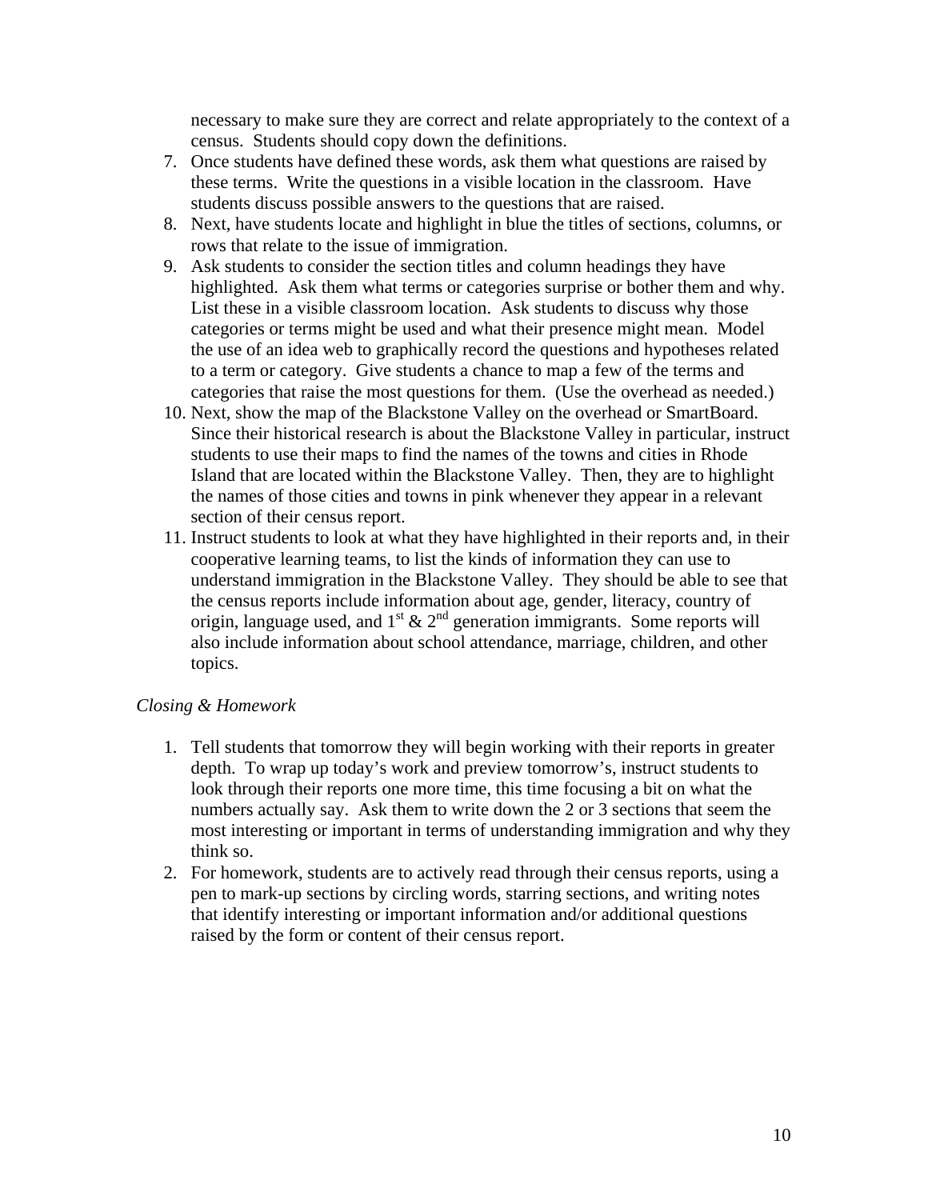necessary to make sure they are correct and relate appropriately to the context of a census. Students should copy down the definitions.

7. Once students have defined these words, ask them what questions are raised by these terms. Write the questions in a visible location in the classroom. Have students discuss possible answers to the questions that are raised.
8. Next, have students locate and highlight in blue the titles of sections, columns, or rows that relate to the issue of immigration.
9. Ask students to consider the section titles and column headings they have highlighted. Ask them what terms or categories surprise or bother them and why. List these in a visible classroom location. Ask students to discuss why those categories or terms might be used and what their presence might mean. Model the use of an idea web to graphically record the questions and hypotheses related to a term or category. Give students a chance to map a few of the terms and categories that raise the most questions for them. (Use the overhead as needed.)
10. Next, show the map of the Blackstone Valley on the overhead or SmartBoard. Since their historical research is about the Blackstone Valley in particular, instruct students to use their maps to find the names of the towns and cities in Rhode Island that are located within the Blackstone Valley. Then, they are to highlight the names of those cities and towns in pink whenever they appear in a relevant section of their census report.
11. Instruct students to look at what they have highlighted in their reports and, in their cooperative learning teams, to list the kinds of information they can use to understand immigration in the Blackstone Valley. They should be able to see that the census reports include information about age, gender, literacy, country of origin, language used, and 1st & 2nd generation immigrants. Some reports will also include information about school attendance, marriage, children, and other topics.

*Closing & Homework*

1. Tell students that tomorrow they will begin working with their reports in greater depth. To wrap up today's work and preview tomorrow's, instruct students to look through their reports one more time, this time focusing a bit on what the numbers actually say. Ask them to write down the 2 or 3 sections that seem the most interesting or important in terms of understanding immigration and why they think so.
2. For homework, students are to actively read through their census reports, using a pen to mark-up sections by circling words, starring sections, and writing notes that identify interesting or important information and/or additional questions raised by the form or content of their census report.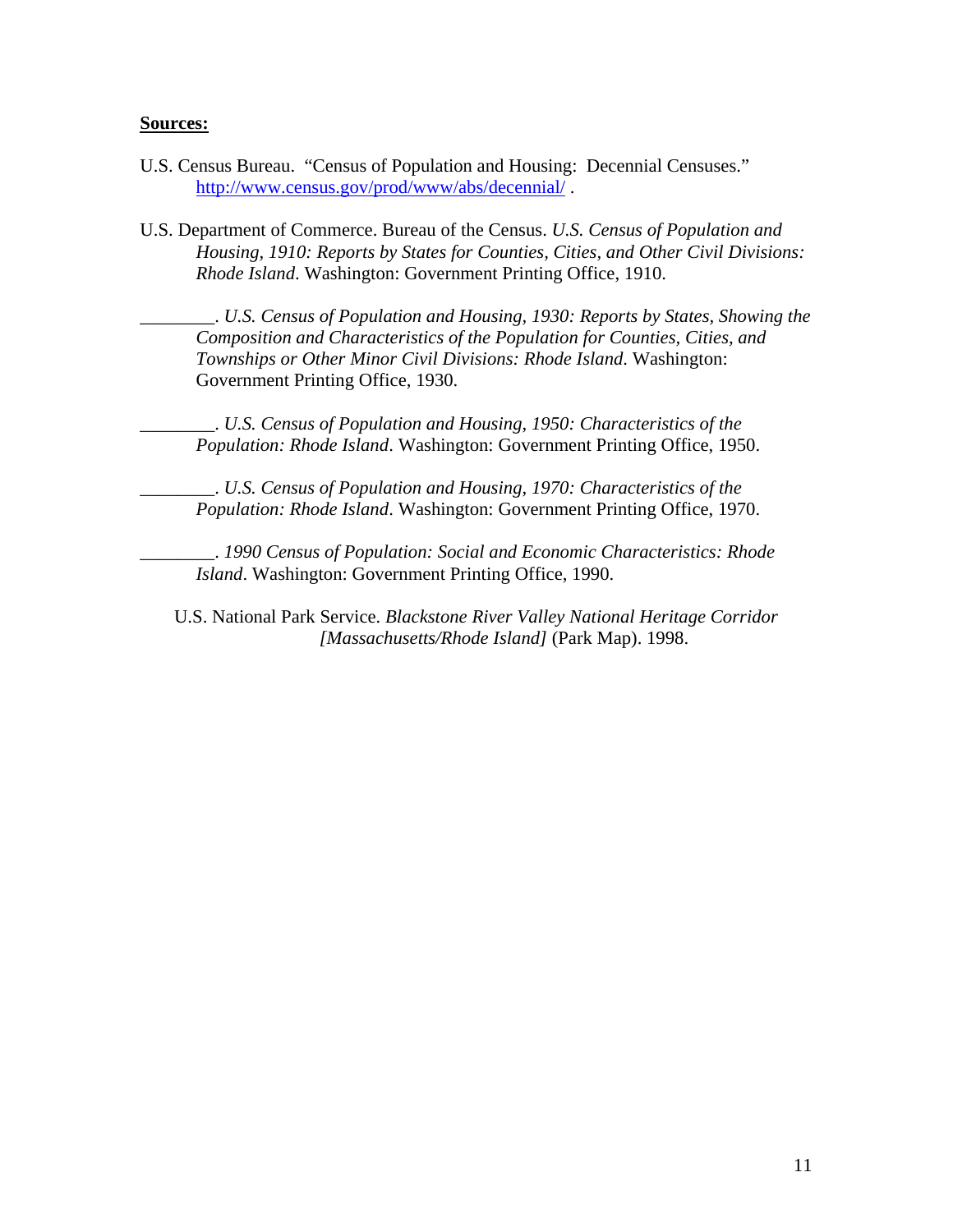**Sources:**

U.S. Census Bureau. "Census of Population and Housing: Decennial Censuses." http://www.census.gov/prod/www/abs/decennial/ .

U.S. Department of Commerce. Bureau of the Census. *U.S. Census of Population and Housing, 1910: Reports by States for Counties, Cities, and Other Civil Divisions: Rhode Island*. Washington: Government Printing Office, 1910.

________. *U.S. Census of Population and Housing, 1930: Reports by States, Showing the Composition and Characteristics of the Population for Counties, Cities, and Townships or Other Minor Civil Divisions: Rhode Island*. Washington: Government Printing Office, 1930.

________. *U.S. Census of Population and Housing, 1950: Characteristics of the Population: Rhode Island*. Washington: Government Printing Office, 1950.

________. *U.S. Census of Population and Housing, 1970: Characteristics of the Population: Rhode Island*. Washington: Government Printing Office, 1970.

________. *1990 Census of Population: Social and Economic Characteristics: Rhode Island*. Washington: Government Printing Office, 1990.

U.S. National Park Service. *Blackstone River Valley National Heritage Corridor [Massachusetts/Rhode Island]* (Park Map). 1998.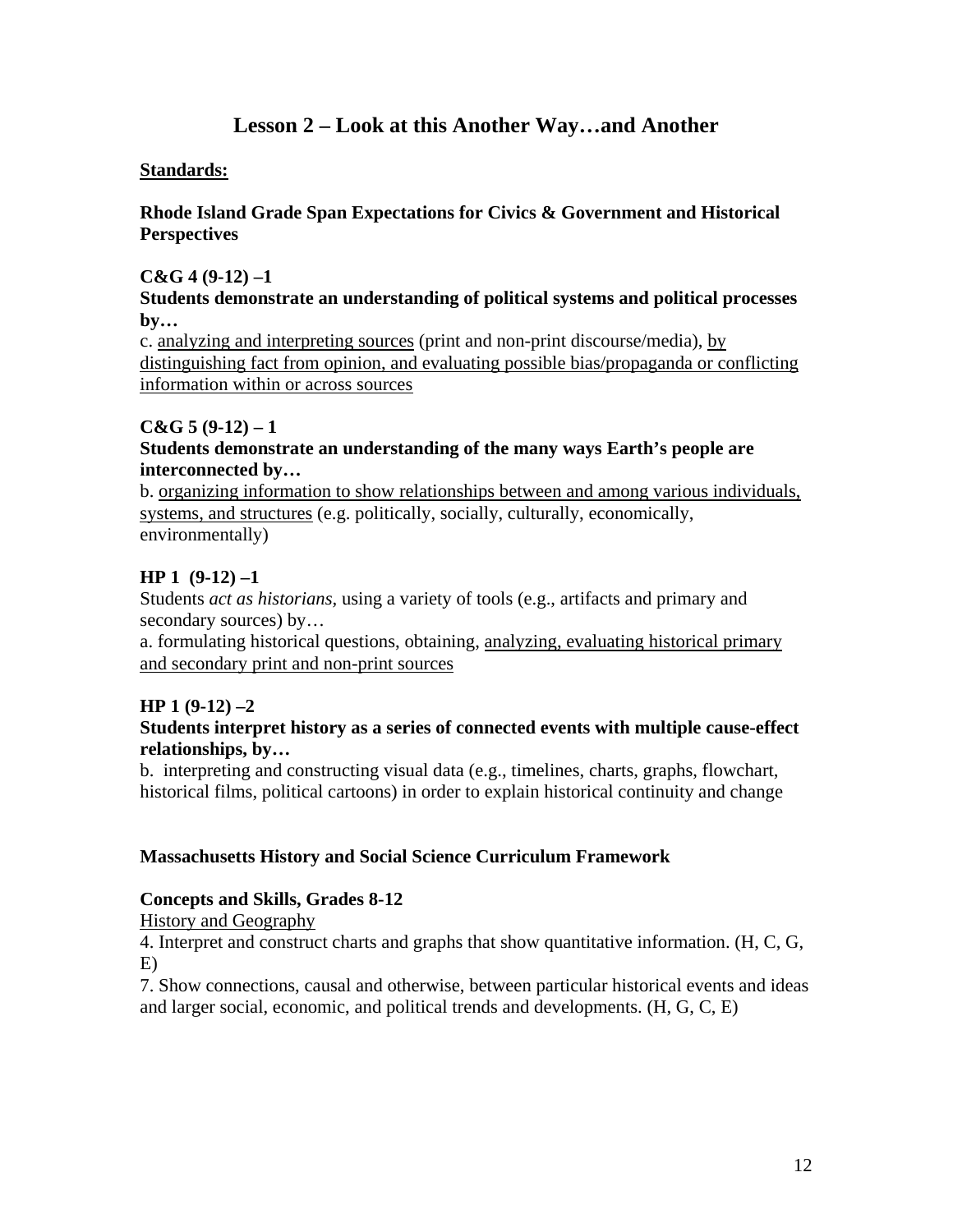# Lesson 2 – Look at this Another Way…and Another

**Standards:**

**Rhode Island Grade Span Expectations for Civics & Government and Historical Perspectives**

**C&G 4 (9-12) –1**
**Students demonstrate an understanding of political systems and political processes by…**
c. <u>analyzing and interpreting sources</u> (print and non-print discourse/media), <u>by distinguishing fact from opinion, and evaluating possible bias/propaganda or conflicting information within or across sources</u>

**C&G 5 (9-12) – 1**
**Students demonstrate an understanding of the many ways Earth's people are interconnected by…**
b. <u>organizing information to show relationships between and among various individuals, systems, and structures</u> (e.g. politically, socially, culturally, economically, environmentally)

**HP 1 (9-12) –1**
Students *act as historians*, using a variety of tools (e.g., artifacts and primary and secondary sources) by…
a. formulating historical questions, obtaining, <u>analyzing, evaluating historical primary and secondary print and non-print sources</u>

**HP 1 (9-12) –2**
**Students interpret history as a series of connected events with multiple cause-effect relationships, by…**
b. interpreting and constructing visual data (e.g., timelines, charts, graphs, flowchart, historical films, political cartoons) in order to explain historical continuity and change

**Massachusetts History and Social Science Curriculum Framework**

**Concepts and Skills, Grades 8-12**
<u>History and Geography</u>
4. Interpret and construct charts and graphs that show quantitative information. (H, C, G, E)
7. Show connections, causal and otherwise, between particular historical events and ideas and larger social, economic, and political trends and developments. (H, G, C, E)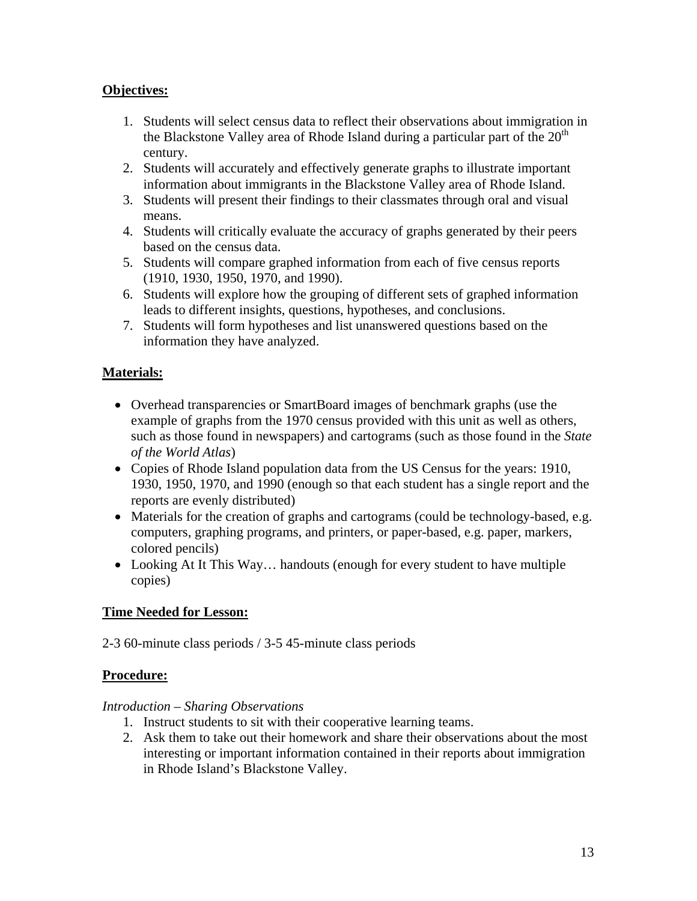**Objectives:**

1. Students will select census data to reflect their observations about immigration in the Blackstone Valley area of Rhode Island during a particular part of the 20th century.
2. Students will accurately and effectively generate graphs to illustrate important information about immigrants in the Blackstone Valley area of Rhode Island.
3. Students will present their findings to their classmates through oral and visual means.
4. Students will critically evaluate the accuracy of graphs generated by their peers based on the census data.
5. Students will compare graphed information from each of five census reports (1910, 1930, 1950, 1970, and 1990).
6. Students will explore how the grouping of different sets of graphed information leads to different insights, questions, hypotheses, and conclusions.
7. Students will form hypotheses and list unanswered questions based on the information they have analyzed.

**Materials:**

- Overhead transparencies or SmartBoard images of benchmark graphs (use the example of graphs from the 1970 census provided with this unit as well as others, such as those found in newspapers) and cartograms (such as those found in the *State of the World Atlas*)
- Copies of Rhode Island population data from the US Census for the years: 1910, 1930, 1950, 1970, and 1990 (enough so that each student has a single report and the reports are evenly distributed)
- Materials for the creation of graphs and cartograms (could be technology-based, e.g. computers, graphing programs, and printers, or paper-based, e.g. paper, markers, colored pencils)
- Looking At It This Way… handouts (enough for every student to have multiple copies)

**Time Needed for Lesson:**

2-3 60-minute class periods / 3-5 45-minute class periods

**Procedure:**

*Introduction – Sharing Observations*

1. Instruct students to sit with their cooperative learning teams.
2. Ask them to take out their homework and share their observations about the most interesting or important information contained in their reports about immigration in Rhode Island's Blackstone Valley.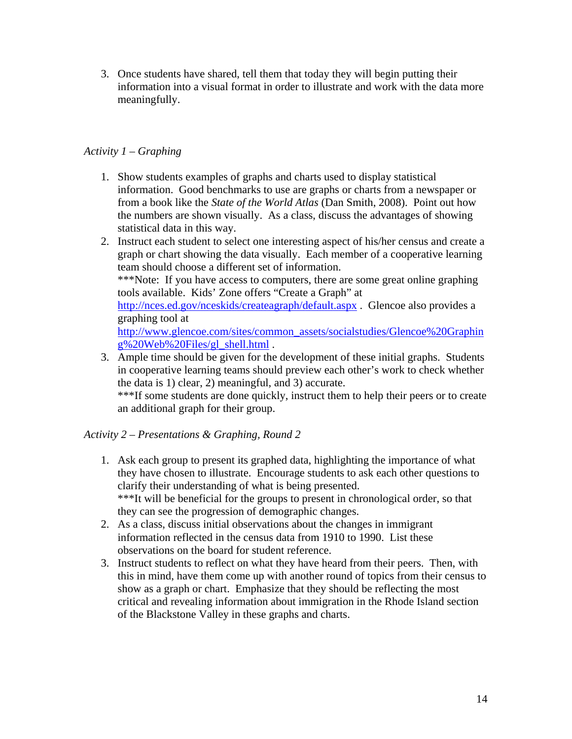3. Once students have shared, tell them that today they will begin putting their information into a visual format in order to illustrate and work with the data more meaningfully.

*Activity 1 – Graphing*

1. Show students examples of graphs and charts used to display statistical information. Good benchmarks to use are graphs or charts from a newspaper or from a book like the *State of the World Atlas* (Dan Smith, 2008). Point out how the numbers are shown visually. As a class, discuss the advantages of showing statistical data in this way.
2. Instruct each student to select one interesting aspect of his/her census and create a graph or chart showing the data visually. Each member of a cooperative learning team should choose a different set of information.
   ***Note: If you have access to computers, there are some great online graphing tools available. Kids' Zone offers "Create a Graph" at http://nces.ed.gov/nceskids/createagraph/default.aspx . Glencoe also provides a graphing tool at http://www.glencoe.com/sites/common_assets/socialstudies/Glencoe%20Graphing%20Web%20Files/gl_shell.html .
3. Ample time should be given for the development of these initial graphs. Students in cooperative learning teams should preview each other's work to check whether the data is 1) clear, 2) meaningful, and 3) accurate.
   ***If some students are done quickly, instruct them to help their peers or to create an additional graph for their group.

*Activity 2 – Presentations & Graphing, Round 2*

1. Ask each group to present its graphed data, highlighting the importance of what they have chosen to illustrate. Encourage students to ask each other questions to clarify their understanding of what is being presented.
   ***It will be beneficial for the groups to present in chronological order, so that they can see the progression of demographic changes.
2. As a class, discuss initial observations about the changes in immigrant information reflected in the census data from 1910 to 1990. List these observations on the board for student reference.
3. Instruct students to reflect on what they have heard from their peers. Then, with this in mind, have them come up with another round of topics from their census to show as a graph or chart. Emphasize that they should be reflecting the most critical and revealing information about immigration in the Rhode Island section of the Blackstone Valley in these graphs and charts.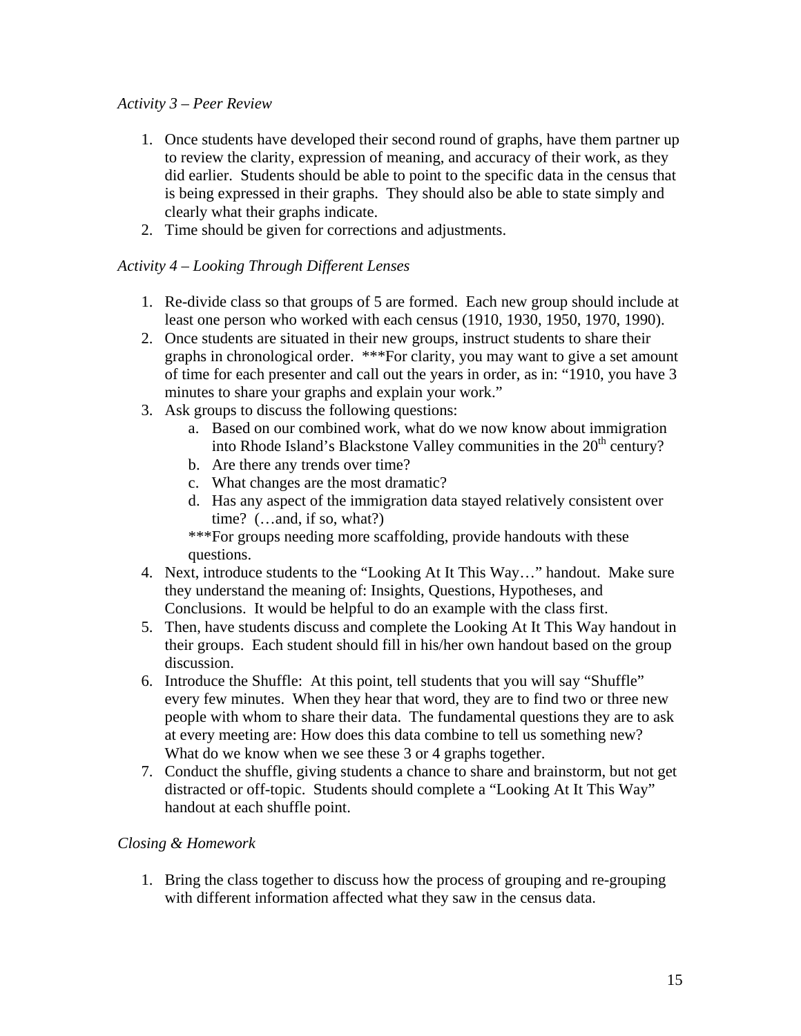*Activity 3 – Peer Review*

1. Once students have developed their second round of graphs, have them partner up to review the clarity, expression of meaning, and accuracy of their work, as they did earlier. Students should be able to point to the specific data in the census that is being expressed in their graphs. They should also be able to state simply and clearly what their graphs indicate.
2. Time should be given for corrections and adjustments.

*Activity 4 – Looking Through Different Lenses*

1. Re-divide class so that groups of 5 are formed. Each new group should include at least one person who worked with each census (1910, 1930, 1950, 1970, 1990).
2. Once students are situated in their new groups, instruct students to share their graphs in chronological order. ***For clarity, you may want to give a set amount of time for each presenter and call out the years in order, as in: "1910, you have 3 minutes to share your graphs and explain your work."
3. Ask groups to discuss the following questions:
   a. Based on our combined work, what do we now know about immigration into Rhode Island's Blackstone Valley communities in the 20th century?
   b. Are there any trends over time?
   c. What changes are the most dramatic?
   d. Has any aspect of the immigration data stayed relatively consistent over time? (…and, if so, what?)

   ***For groups needing more scaffolding, provide handouts with these questions.
4. Next, introduce students to the "Looking At It This Way…" handout. Make sure they understand the meaning of: Insights, Questions, Hypotheses, and Conclusions. It would be helpful to do an example with the class first.
5. Then, have students discuss and complete the Looking At It This Way handout in their groups. Each student should fill in his/her own handout based on the group discussion.
6. Introduce the Shuffle: At this point, tell students that you will say "Shuffle" every few minutes. When they hear that word, they are to find two or three new people with whom to share their data. The fundamental questions they are to ask at every meeting are: How does this data combine to tell us something new? What do we know when we see these 3 or 4 graphs together.
7. Conduct the shuffle, giving students a chance to share and brainstorm, but not get distracted or off-topic. Students should complete a "Looking At It This Way" handout at each shuffle point.

*Closing & Homework*

1. Bring the class together to discuss how the process of grouping and re-grouping with different information affected what they saw in the census data.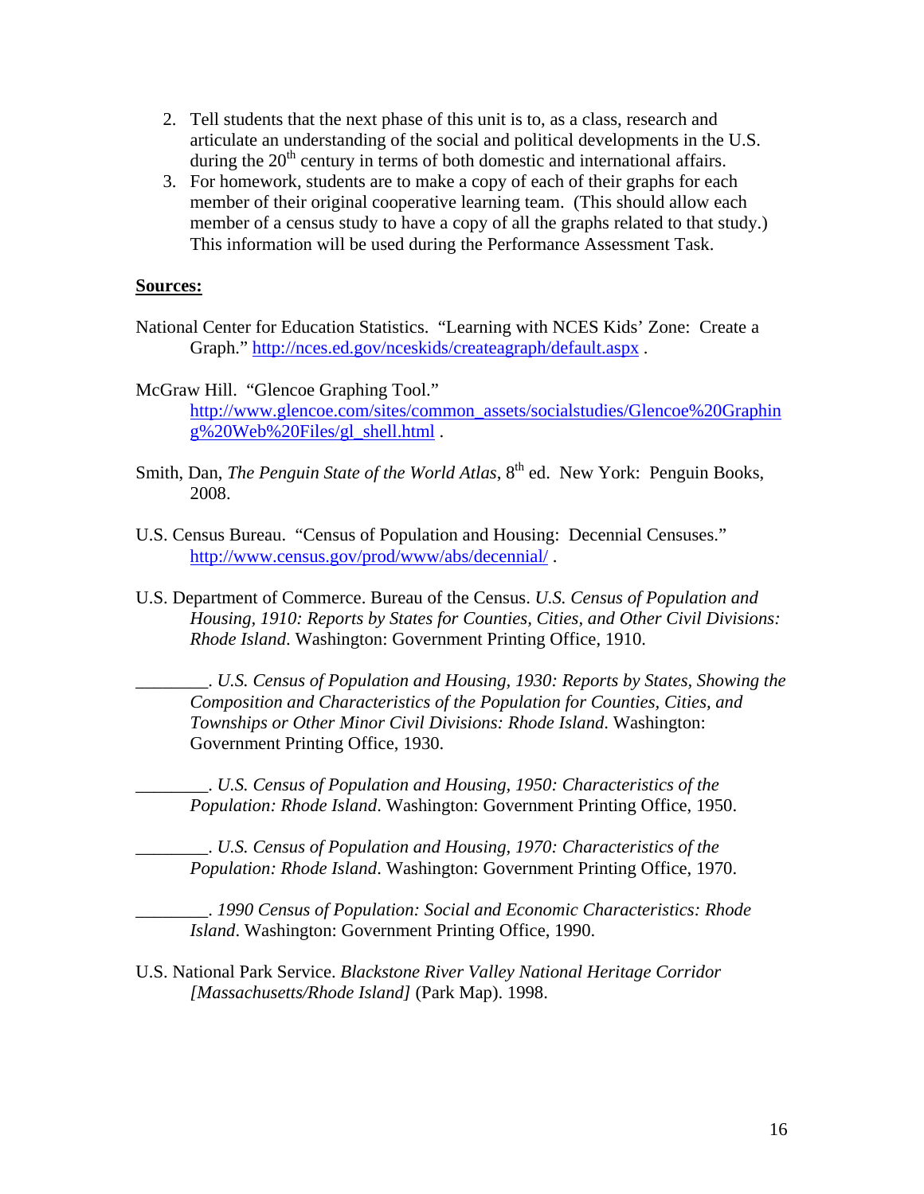2. Tell students that the next phase of this unit is to, as a class, research and articulate an understanding of the social and political developments in the U.S. during the 20th century in terms of both domestic and international affairs.
3. For homework, students are to make a copy of each of their graphs for each member of their original cooperative learning team. (This should allow each member of a census study to have a copy of all the graphs related to that study.) This information will be used during the Performance Assessment Task.

**Sources:**

National Center for Education Statistics. "Learning with NCES Kids' Zone: Create a Graph." http://nces.ed.gov/nceskids/createagraph/default.aspx .

McGraw Hill. "Glencoe Graphing Tool." http://www.glencoe.com/sites/common_assets/socialstudies/Glencoe%20Graphing%20Web%20Files/gl_shell.html .

Smith, Dan, *The Penguin State of the World Atlas*, 8th ed. New York: Penguin Books, 2008.

U.S. Census Bureau. "Census of Population and Housing: Decennial Censuses." http://www.census.gov/prod/www/abs/decennial/ .

U.S. Department of Commerce. Bureau of the Census. *U.S. Census of Population and Housing, 1910: Reports by States for Counties, Cities, and Other Civil Divisions: Rhode Island*. Washington: Government Printing Office, 1910.

________. *U.S. Census of Population and Housing, 1930: Reports by States, Showing the Composition and Characteristics of the Population for Counties, Cities, and Townships or Other Minor Civil Divisions: Rhode Island*. Washington: Government Printing Office, 1930.

________. *U.S. Census of Population and Housing, 1950: Characteristics of the Population: Rhode Island*. Washington: Government Printing Office, 1950.

________. *U.S. Census of Population and Housing, 1970: Characteristics of the Population: Rhode Island*. Washington: Government Printing Office, 1970.

________. *1990 Census of Population: Social and Economic Characteristics: Rhode Island*. Washington: Government Printing Office, 1990.

U.S. National Park Service. *Blackstone River Valley National Heritage Corridor [Massachusetts/Rhode Island]* (Park Map). 1998.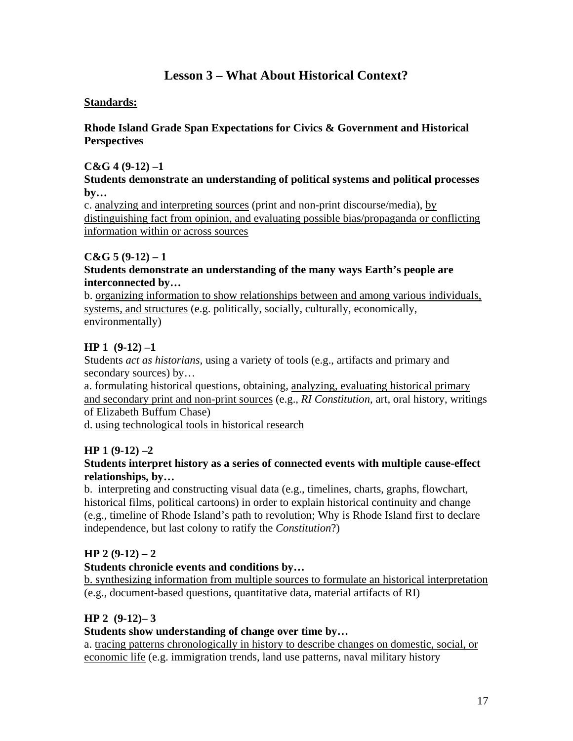# Lesson 3 – What About Historical Context?

**<u>Standards:</u>**

**Rhode Island Grade Span Expectations for Civics & Government and Historical Perspectives**

**C&G 4 (9-12) –1**

**Students demonstrate an understanding of political systems and political processes by…**

c. <u>analyzing and interpreting sources</u> (print and non-print discourse/media), <u>by distinguishing fact from opinion, and evaluating possible bias/propaganda or conflicting information within or across sources</u>

**C&G 5 (9-12) – 1**

**Students demonstrate an understanding of the many ways Earth's people are interconnected by…**

b. <u>organizing information to show relationships between and among various individuals, systems, and structures</u> (e.g. politically, socially, culturally, economically, environmentally)

**HP 1 (9-12) –1**

Students *act as historians*, using a variety of tools (e.g., artifacts and primary and secondary sources) by…

a. formulating historical questions, obtaining, <u>analyzing, evaluating historical primary and secondary print and non-print sources</u> (e.g., *RI Constitution*, art, oral history, writings of Elizabeth Buffum Chase)

d. <u>using technological tools in historical research</u>

**HP 1 (9-12) –2**

**Students interpret history as a series of connected events with multiple cause-effect relationships, by…**

b. interpreting and constructing visual data (e.g., timelines, charts, graphs, flowchart, historical films, political cartoons) in order to explain historical continuity and change (e.g., timeline of Rhode Island's path to revolution; Why is Rhode Island first to declare independence, but last colony to ratify the *Constitution*?)

**HP 2 (9-12) – 2**

**Students chronicle events and conditions by…**

<u>b. synthesizing information from multiple sources to formulate an historical interpretation</u> (e.g., document-based questions, quantitative data, material artifacts of RI)

**HP 2 (9-12)– 3**

**Students show understanding of change over time by…**

a. <u>tracing patterns chronologically in history to describe changes on domestic, social, or economic life</u> (e.g. immigration trends, land use patterns, naval military history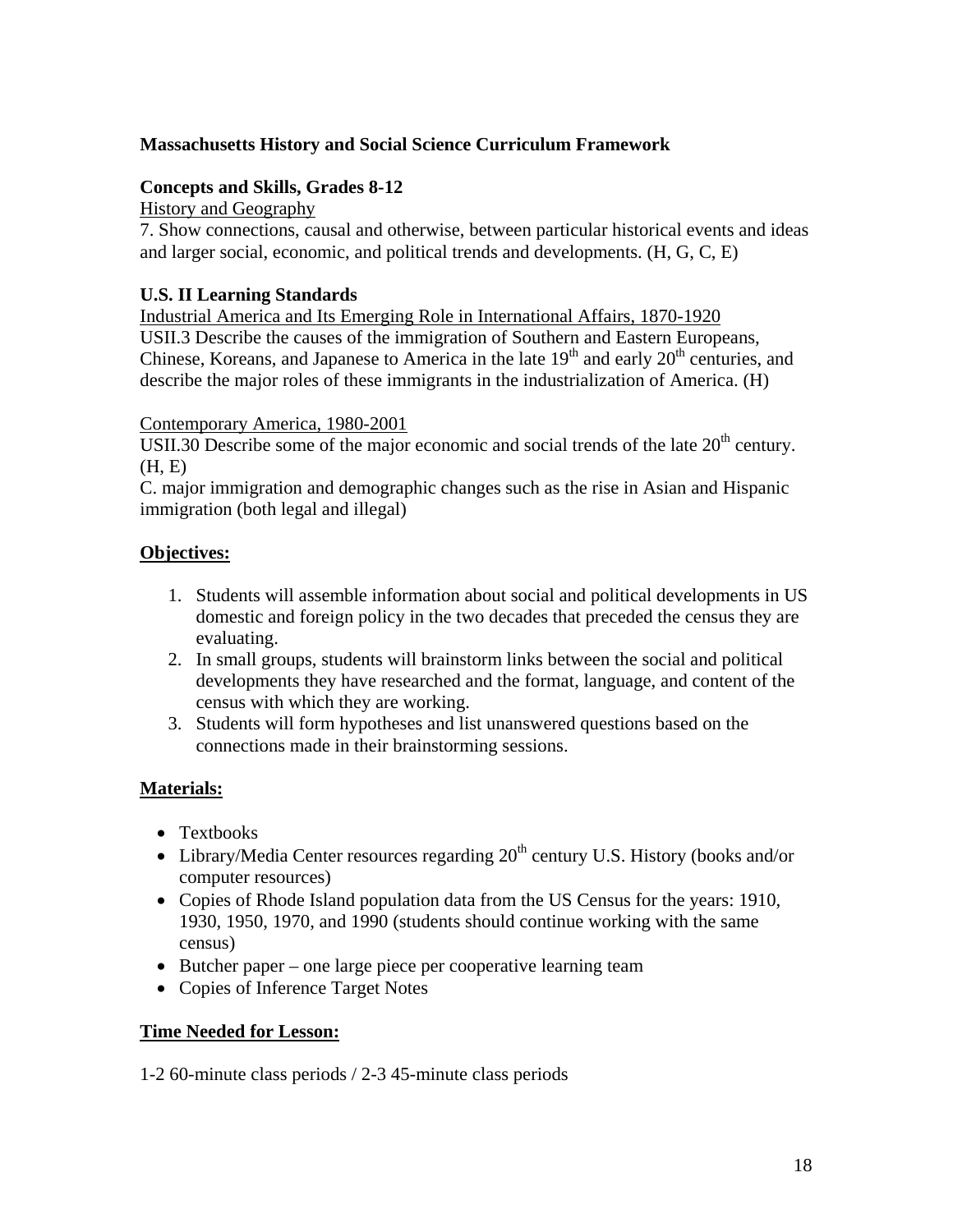**Massachusetts History and Social Science Curriculum Framework**

**Concepts and Skills, Grades 8-12**

History and Geography

7. Show connections, causal and otherwise, between particular historical events and ideas and larger social, economic, and political trends and developments. (H, G, C, E)

**U.S. II Learning Standards**

Industrial America and Its Emerging Role in International Affairs, 1870-1920

USII.3 Describe the causes of the immigration of Southern and Eastern Europeans, Chinese, Koreans, and Japanese to America in the late 19th and early 20th centuries, and describe the major roles of these immigrants in the industrialization of America. (H)

Contemporary America, 1980-2001

USII.30 Describe some of the major economic and social trends of the late 20th century. (H, E)

C. major immigration and demographic changes such as the rise in Asian and Hispanic immigration (both legal and illegal)

**Objectives:**

1. Students will assemble information about social and political developments in US domestic and foreign policy in the two decades that preceded the census they are evaluating.
2. In small groups, students will brainstorm links between the social and political developments they have researched and the format, language, and content of the census with which they are working.
3. Students will form hypotheses and list unanswered questions based on the connections made in their brainstorming sessions.

**Materials:**

- Textbooks
- Library/Media Center resources regarding 20th century U.S. History (books and/or computer resources)
- Copies of Rhode Island population data from the US Census for the years: 1910, 1930, 1950, 1970, and 1990 (students should continue working with the same census)
- Butcher paper – one large piece per cooperative learning team
- Copies of Inference Target Notes

**Time Needed for Lesson:**

1-2 60-minute class periods / 2-3 45-minute class periods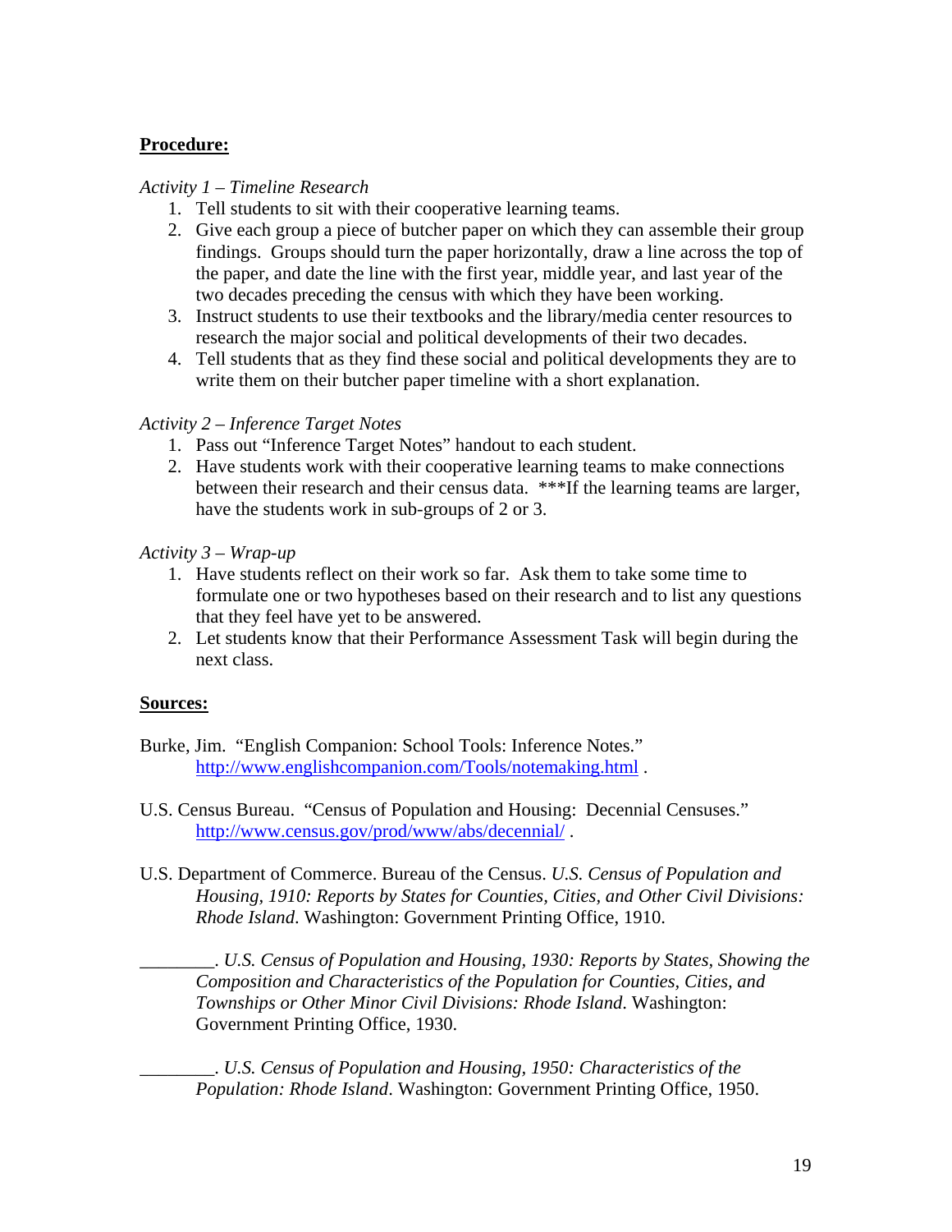**Procedure:**

*Activity 1 – Timeline Research*

1. Tell students to sit with their cooperative learning teams.
2. Give each group a piece of butcher paper on which they can assemble their group findings. Groups should turn the paper horizontally, draw a line across the top of the paper, and date the line with the first year, middle year, and last year of the two decades preceding the census with which they have been working.
3. Instruct students to use their textbooks and the library/media center resources to research the major social and political developments of their two decades.
4. Tell students that as they find these social and political developments they are to write them on their butcher paper timeline with a short explanation.

*Activity 2 – Inference Target Notes*

1. Pass out "Inference Target Notes" handout to each student.
2. Have students work with their cooperative learning teams to make connections between their research and their census data. ***If the learning teams are larger, have the students work in sub-groups of 2 or 3.

*Activity 3 – Wrap-up*

1. Have students reflect on their work so far. Ask them to take some time to formulate one or two hypotheses based on their research and to list any questions that they feel have yet to be answered.
2. Let students know that their Performance Assessment Task will begin during the next class.

**Sources:**

Burke, Jim. "English Companion: School Tools: Inference Notes." http://www.englishcompanion.com/Tools/notemaking.html .

U.S. Census Bureau. "Census of Population and Housing: Decennial Censuses." http://www.census.gov/prod/www/abs/decennial/ .

U.S. Department of Commerce. Bureau of the Census. *U.S. Census of Population and Housing, 1910: Reports by States for Counties, Cities, and Other Civil Divisions: Rhode Island*. Washington: Government Printing Office, 1910.

________. *U.S. Census of Population and Housing, 1930: Reports by States, Showing the Composition and Characteristics of the Population for Counties, Cities, and Townships or Other Minor Civil Divisions: Rhode Island*. Washington: Government Printing Office, 1930.

________. *U.S. Census of Population and Housing, 1950: Characteristics of the Population: Rhode Island*. Washington: Government Printing Office, 1950.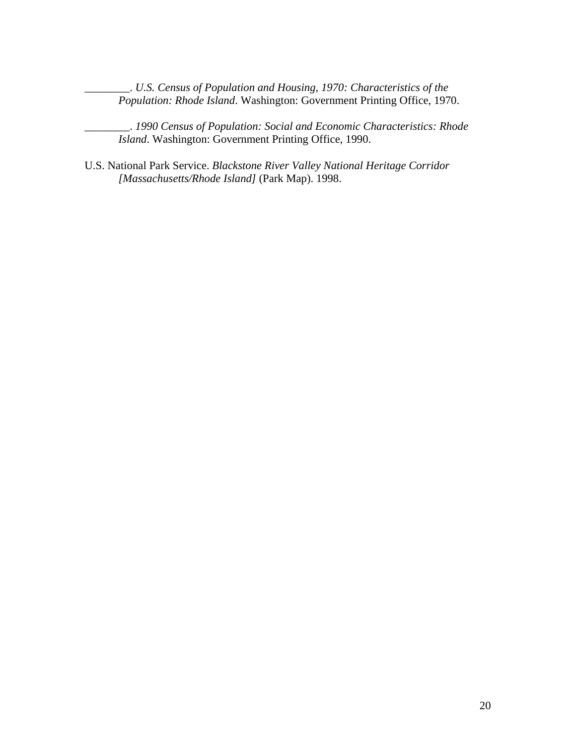________. *U.S. Census of Population and Housing, 1970: Characteristics of the Population: Rhode Island*. Washington: Government Printing Office, 1970.

________. *1990 Census of Population: Social and Economic Characteristics: Rhode Island*. Washington: Government Printing Office, 1990.

U.S. National Park Service. *Blackstone River Valley National Heritage Corridor [Massachusetts/Rhode Island]* (Park Map). 1998.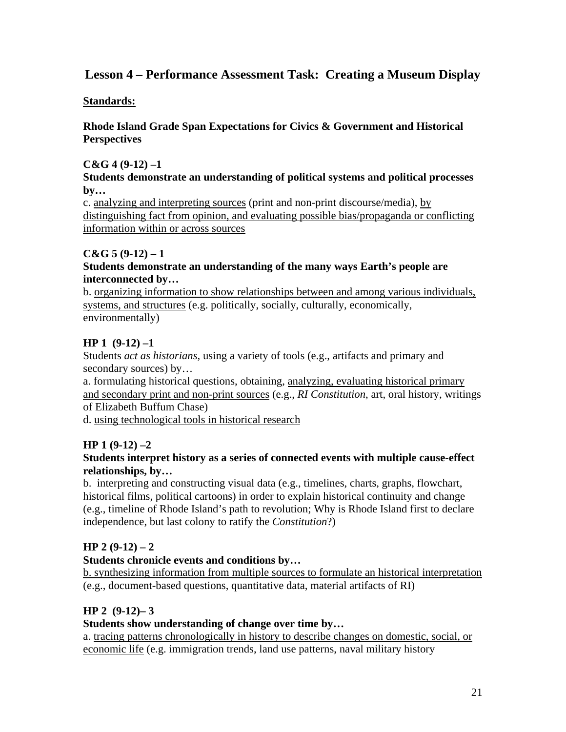## Lesson 4 – Performance Assessment Task: Creating a Museum Display

**Standards:**

**Rhode Island Grade Span Expectations for Civics & Government and Historical Perspectives**

**C&G 4 (9-12) –1**
**Students demonstrate an understanding of political systems and political processes by…**
c. analyzing and interpreting sources (print and non-print discourse/media), by distinguishing fact from opinion, and evaluating possible bias/propaganda or conflicting information within or across sources

**C&G 5 (9-12) – 1**
**Students demonstrate an understanding of the many ways Earth's people are interconnected by…**
b. organizing information to show relationships between and among various individuals, systems, and structures (e.g. politically, socially, culturally, economically, environmentally)

**HP 1 (9-12) –1**
Students *act as historians*, using a variety of tools (e.g., artifacts and primary and secondary sources) by…
a. formulating historical questions, obtaining, analyzing, evaluating historical primary and secondary print and non-print sources (e.g., *RI Constitution*, art, oral history, writings of Elizabeth Buffum Chase)
d. using technological tools in historical research

**HP 1 (9-12) –2**
**Students interpret history as a series of connected events with multiple cause-effect relationships, by…**
b. interpreting and constructing visual data (e.g., timelines, charts, graphs, flowchart, historical films, political cartoons) in order to explain historical continuity and change (e.g., timeline of Rhode Island's path to revolution; Why is Rhode Island first to declare independence, but last colony to ratify the *Constitution*?)

**HP 2 (9-12) – 2**
**Students chronicle events and conditions by…**
b. synthesizing information from multiple sources to formulate an historical interpretation (e.g., document-based questions, quantitative data, material artifacts of RI)

**HP 2 (9-12)– 3**
**Students show understanding of change over time by…**
a. tracing patterns chronologically in history to describe changes on domestic, social, or economic life (e.g. immigration trends, land use patterns, naval military history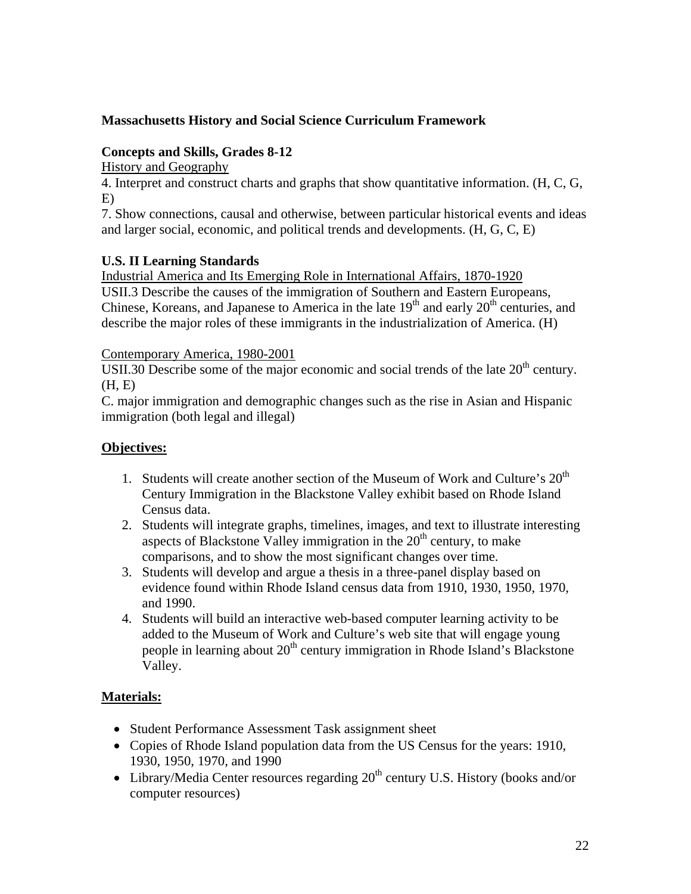**Massachusetts History and Social Science Curriculum Framework**

**Concepts and Skills, Grades 8-12**

History and Geography

4. Interpret and construct charts and graphs that show quantitative information. (H, C, G, E)

7. Show connections, causal and otherwise, between particular historical events and ideas and larger social, economic, and political trends and developments. (H, G, C, E)

**U.S. II Learning Standards**

Industrial America and Its Emerging Role in International Affairs, 1870-1920

USII.3 Describe the causes of the immigration of Southern and Eastern Europeans, Chinese, Koreans, and Japanese to America in the late 19th and early 20th centuries, and describe the major roles of these immigrants in the industrialization of America. (H)

Contemporary America, 1980-2001

USII.30 Describe some of the major economic and social trends of the late 20th century. (H, E)

C. major immigration and demographic changes such as the rise in Asian and Hispanic immigration (both legal and illegal)

**Objectives:**

1. Students will create another section of the Museum of Work and Culture's 20th Century Immigration in the Blackstone Valley exhibit based on Rhode Island Census data.
2. Students will integrate graphs, timelines, images, and text to illustrate interesting aspects of Blackstone Valley immigration in the 20th century, to make comparisons, and to show the most significant changes over time.
3. Students will develop and argue a thesis in a three-panel display based on evidence found within Rhode Island census data from 1910, 1930, 1950, 1970, and 1990.
4. Students will build an interactive web-based computer learning activity to be added to the Museum of Work and Culture's web site that will engage young people in learning about 20th century immigration in Rhode Island's Blackstone Valley.

**Materials:**

- Student Performance Assessment Task assignment sheet
- Copies of Rhode Island population data from the US Census for the years: 1910, 1930, 1950, 1970, and 1990
- Library/Media Center resources regarding 20th century U.S. History (books and/or computer resources)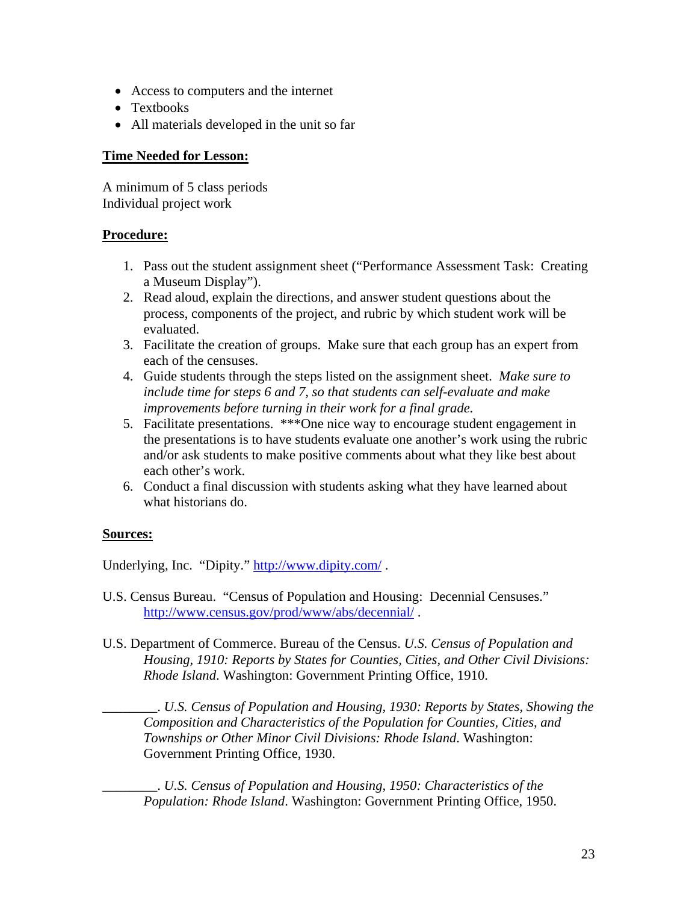- Access to computers and the internet
- Textbooks
- All materials developed in the unit so far

**Time Needed for Lesson:**

A minimum of 5 class periods
Individual project work

**Procedure:**

1. Pass out the student assignment sheet ("Performance Assessment Task: Creating a Museum Display").
2. Read aloud, explain the directions, and answer student questions about the process, components of the project, and rubric by which student work will be evaluated.
3. Facilitate the creation of groups. Make sure that each group has an expert from each of the censuses.
4. Guide students through the steps listed on the assignment sheet. *Make sure to include time for steps 6 and 7, so that students can self-evaluate and make improvements before turning in their work for a final grade.*
5. Facilitate presentations. ***One nice way to encourage student engagement in the presentations is to have students evaluate one another's work using the rubric and/or ask students to make positive comments about what they like best about each other's work.
6. Conduct a final discussion with students asking what they have learned about what historians do.

**Sources:**

Underlying, Inc. "Dipity." http://www.dipity.com/ .

U.S. Census Bureau. "Census of Population and Housing: Decennial Censuses." http://www.census.gov/prod/www/abs/decennial/ .

U.S. Department of Commerce. Bureau of the Census. *U.S. Census of Population and Housing, 1910: Reports by States for Counties, Cities, and Other Civil Divisions: Rhode Island*. Washington: Government Printing Office, 1910.

________. *U.S. Census of Population and Housing, 1930: Reports by States, Showing the Composition and Characteristics of the Population for Counties, Cities, and Townships or Other Minor Civil Divisions: Rhode Island*. Washington: Government Printing Office, 1930.

________. *U.S. Census of Population and Housing, 1950: Characteristics of the Population: Rhode Island*. Washington: Government Printing Office, 1950.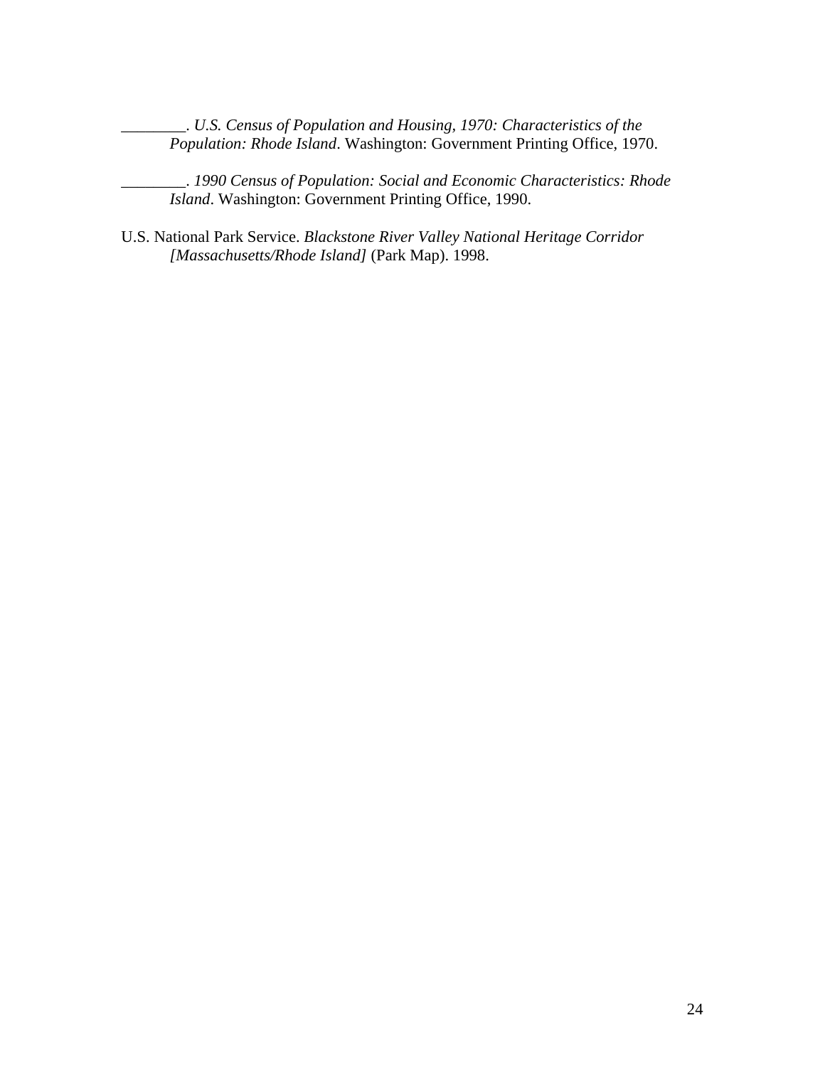________. *U.S. Census of Population and Housing, 1970: Characteristics of the Population: Rhode Island*. Washington: Government Printing Office, 1970.

________. *1990 Census of Population: Social and Economic Characteristics: Rhode Island*. Washington: Government Printing Office, 1990.

U.S. National Park Service. *Blackstone River Valley National Heritage Corridor [Massachusetts/Rhode Island]* (Park Map). 1998.